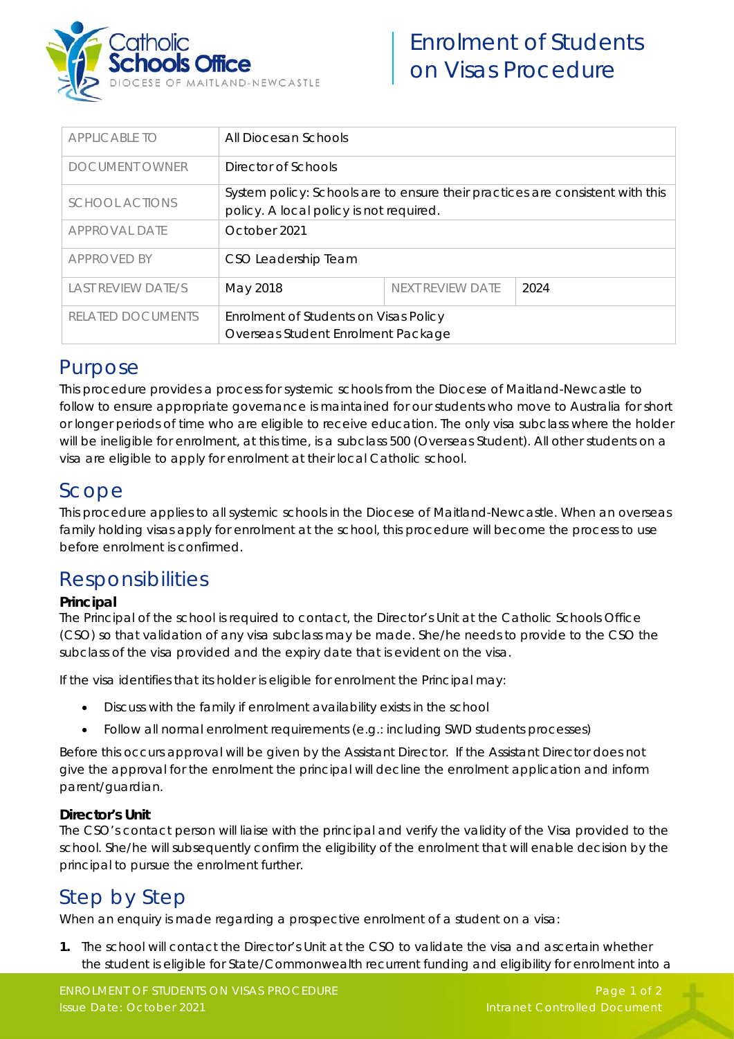# Enrolment of Students on Visas Procedure

| | | | |
|---|---|---|---|
| APPLICABLE TO | All Diocesan Schools | | |
| DOCUMENT OWNER | Director of Schools | | |
| SCHOOL ACTIONS | System policy: Schools are to ensure their practices are consistent with this policy. A local policy is not required. | | |
| APPROVAL DATE | October 2021 | | |
| APPROVED BY | CSO Leadership Team | | |
| LAST REVIEW DATE/S | May 2018 | NEXT REVIEW DATE | 2024 |
| RELATED DOCUMENTS | Enrolment of Students on Visas Policy<br>Overseas Student Enrolment Package | | |

## Purpose

This procedure provides a process for systemic schools from the Diocese of Maitland-Newcastle to follow to ensure appropriate governance is maintained for our students who move to Australia for short or longer periods of time who are eligible to receive education. The only visa subclass where the holder will be ineligible for enrolment, at this time, is a subclass 500 (Overseas Student). All other students on a visa are eligible to apply for enrolment at their local Catholic school.

## Scope

This procedure applies to all systemic schools in the Diocese of Maitland-Newcastle. When an overseas family holding visas apply for enrolment at the school, this procedure will become the process to use before enrolment is confirmed.

## Responsibilities

**Principal**

The Principal of the school is required to contact, the Director's Unit at the Catholic Schools Office (CSO) so that validation of any visa subclass may be made. She/he needs to provide to the CSO the subclass of the visa provided and the expiry date that is evident on the visa.

If the visa identifies that its holder is eligible for enrolment the Principal may:

- Discuss with the family if enrolment availability exists in the school
- Follow all normal enrolment requirements (e.g.: including SWD students processes)

Before this occurs approval will be given by the Assistant Director. If the Assistant Director does not give the approval for the enrolment the principal will decline the enrolment application and inform parent/guardian.

**Director's Unit**

The CSO's contact person will liaise with the principal and verify the validity of the Visa provided to the school. She/he will subsequently confirm the eligibility of the enrolment that will enable decision by the principal to pursue the enrolment further.

## Step by Step

When an enquiry is made regarding a prospective enrolment of a student on a visa:

1. The school will contact the Director's Unit at the CSO to validate the visa and ascertain whether the student is eligible for State/Commonwealth recurrent funding and eligibility for enrolment into a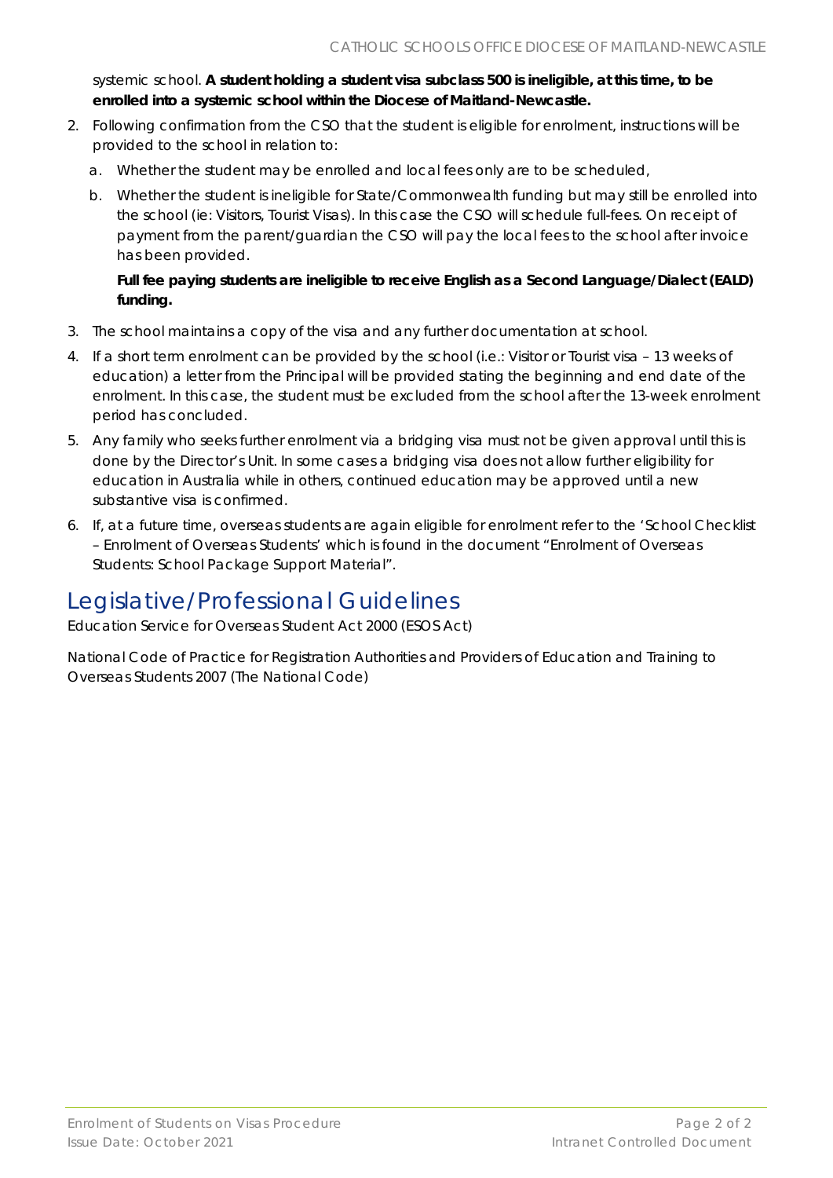systemic school. **A student holding a student visa subclass 500 is ineligible, at this time, to be enrolled into a systemic school within the Diocese of Maitland-Newcastle.**

2. Following confirmation from the CSO that the student is eligible for enrolment, instructions will be provided to the school in relation to:
   a. Whether the student may be enrolled and local fees only are to be scheduled,
   b. Whether the student is ineligible for State/Commonwealth funding but may still be enrolled into the school (ie: Visitors, Tourist Visas). In this case the CSO will schedule full-fees. On receipt of payment from the parent/guardian the CSO will pay the local fees to the school after invoice has been provided.

   **Full fee paying students are ineligible to receive English as a Second Language/Dialect (EALD) funding.**

3. The school maintains a copy of the visa and any further documentation at school.
4. If a short term enrolment can be provided by the school (i.e.: Visitor or Tourist visa – 13 weeks of education) a letter from the Principal will be provided stating the beginning and end date of the enrolment. In this case, the student must be excluded from the school after the 13-week enrolment period has concluded.
5. Any family who seeks further enrolment via a bridging visa must not be given approval until this is done by the Director's Unit. In some cases a bridging visa does not allow further eligibility for education in Australia while in others, continued education may be approved until a new substantive visa is confirmed.
6. If, at a future time, overseas students are again eligible for enrolment refer to the 'School Checklist – Enrolment of Overseas Students' which is found in the document "Enrolment of Overseas Students: School Package Support Material".

## Legislative/Professional Guidelines

Education Service for Overseas Student Act 2000 (ESOS Act)

National Code of Practice for Registration Authorities and Providers of Education and Training to Overseas Students 2007 (The National Code)